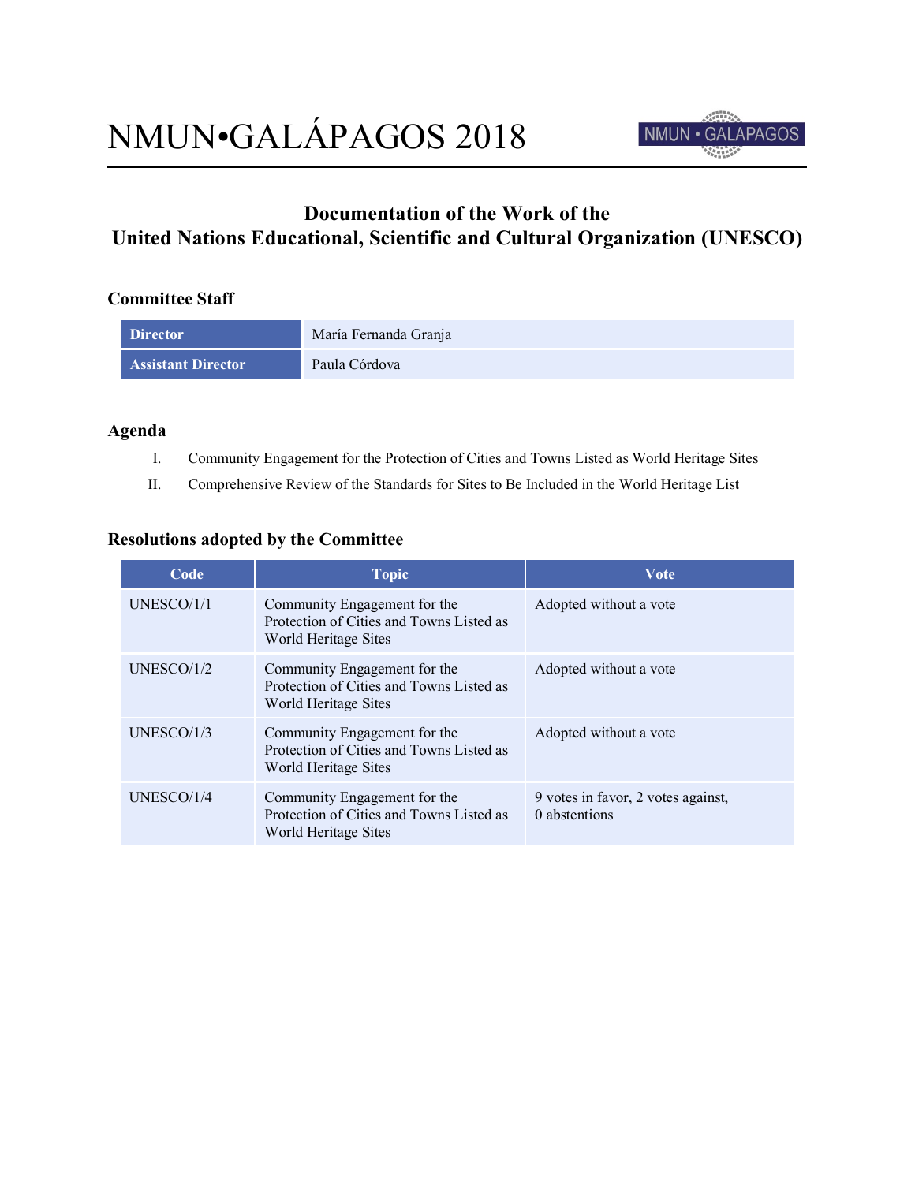# NMUN•GALÁPAGOS 2018

## Documentation of the Work of the United Nations Educational, Scientific and Cultural Organization (UNESCO)

### Committee Staff

| | |
|---|---|
| **Director** | María Fernanda Granja |
| **Assistant Director** | Paula Córdova |

### Agenda

I. Community Engagement for the Protection of Cities and Towns Listed as World Heritage Sites

II. Comprehensive Review of the Standards for Sites to Be Included in the World Heritage List

### Resolutions adopted by the Committee

| Code | Topic | Vote |
|---|---|---|
| UNESCO/1/1 | Community Engagement for the Protection of Cities and Towns Listed as World Heritage Sites | Adopted without a vote |
| UNESCO/1/2 | Community Engagement for the Protection of Cities and Towns Listed as World Heritage Sites | Adopted without a vote |
| UNESCO/1/3 | Community Engagement for the Protection of Cities and Towns Listed as World Heritage Sites | Adopted without a vote |
| UNESCO/1/4 | Community Engagement for the Protection of Cities and Towns Listed as World Heritage Sites | 9 votes in favor, 2 votes against, 0 abstentions |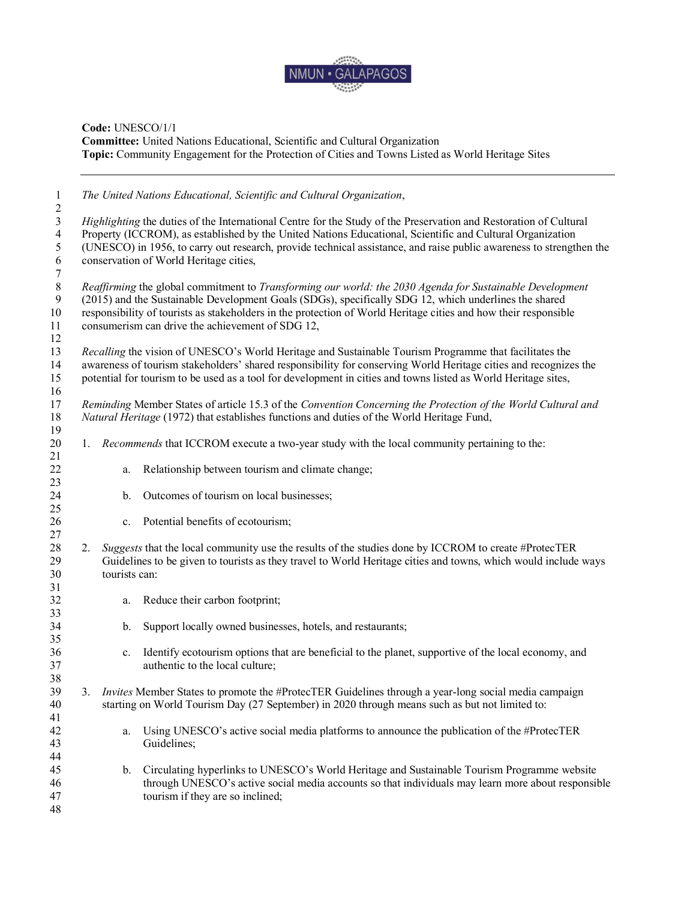**Code:** UNESCO/1/1
**Committee:** United Nations Educational, Scientific and Cultural Organization
**Topic:** Community Engagement for the Protection of Cities and Towns Listed as World Heritage Sites

---

*The United Nations Educational, Scientific and Cultural Organization*,

*Highlighting* the duties of the International Centre for the Study of the Preservation and Restoration of Cultural Property (ICCROM), as established by the United Nations Educational, Scientific and Cultural Organization (UNESCO) in 1956, to carry out research, provide technical assistance, and raise public awareness to strengthen the conservation of World Heritage cities,

*Reaffirming* the global commitment to *Transforming our world: the 2030 Agenda for Sustainable Development* (2015) and the Sustainable Development Goals (SDGs), specifically SDG 12, which underlines the shared responsibility of tourists as stakeholders in the protection of World Heritage cities and how their responsible consumerism can drive the achievement of SDG 12,

*Recalling* the vision of UNESCO's World Heritage and Sustainable Tourism Programme that facilitates the awareness of tourism stakeholders' shared responsibility for conserving World Heritage cities and recognizes the potential for tourism to be used as a tool for development in cities and towns listed as World Heritage sites,

*Reminding* Member States of article 15.3 of the *Convention Concerning the Protection of the World Cultural and Natural Heritage* (1972) that establishes functions and duties of the World Heritage Fund,

1. *Recommends* that ICCROM execute a two-year study with the local community pertaining to the:

    a. Relationship between tourism and climate change;

    b. Outcomes of tourism on local businesses;

    c. Potential benefits of ecotourism;

2. *Suggests* that the local community use the results of the studies done by ICCROM to create #ProtecTER Guidelines to be given to tourists as they travel to World Heritage cities and towns, which would include ways tourists can:

    a. Reduce their carbon footprint;

    b. Support locally owned businesses, hotels, and restaurants;

    c. Identify ecotourism options that are beneficial to the planet, supportive of the local economy, and authentic to the local culture;

3. *Invites* Member States to promote the #ProtecTER Guidelines through a year-long social media campaign starting on World Tourism Day (27 September) in 2020 through means such as but not limited to:

    a. Using UNESCO's active social media platforms to announce the publication of the #ProtecTER Guidelines;

    b. Circulating hyperlinks to UNESCO's World Heritage and Sustainable Tourism Programme website through UNESCO's active social media accounts so that individuals may learn more about responsible tourism if they are so inclined;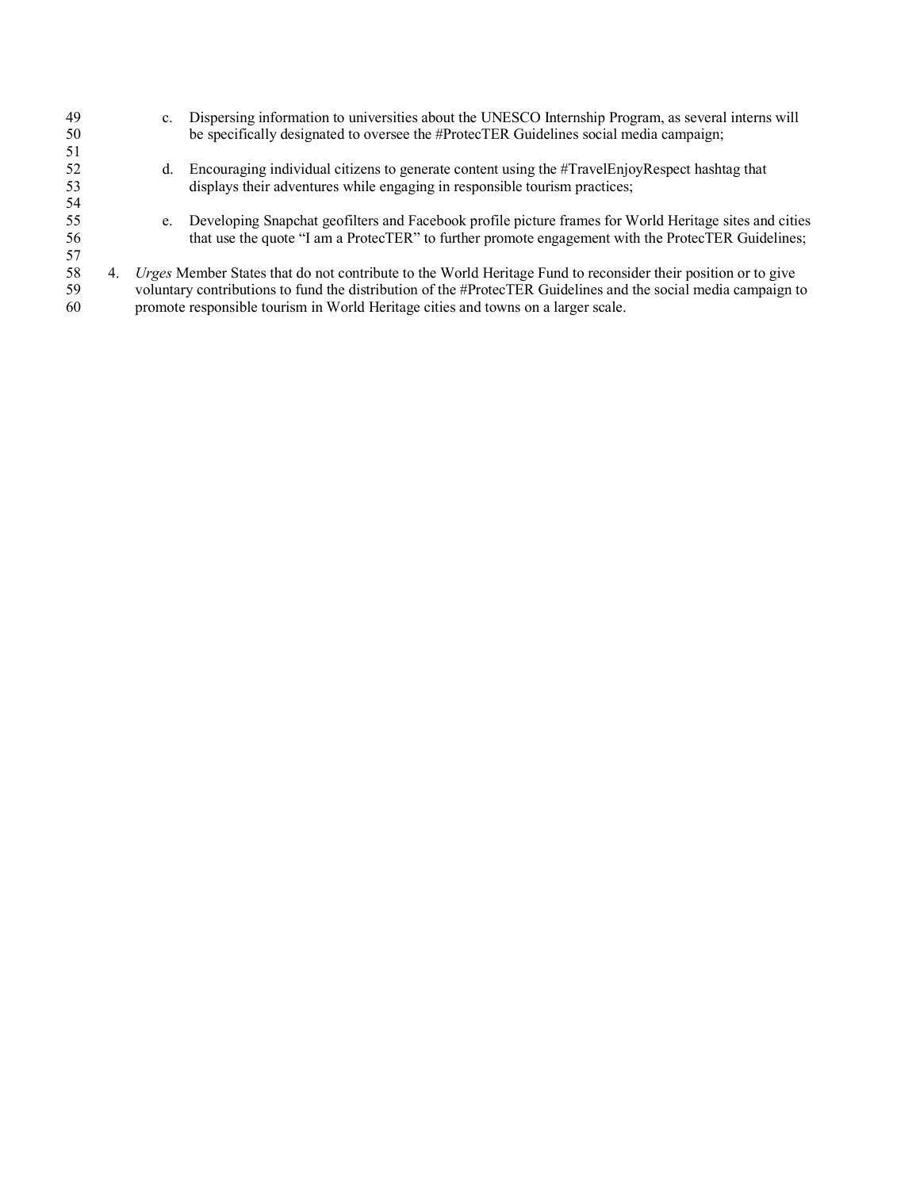c. Dispersing information to universities about the UNESCO Internship Program, as several interns will be specifically designated to oversee the #ProtecTER Guidelines social media campaign;

d. Encouraging individual citizens to generate content using the #TravelEnjoyRespect hashtag that displays their adventures while engaging in responsible tourism practices;

e. Developing Snapchat geofilters and Facebook profile picture frames for World Heritage sites and cities that use the quote "I am a ProtecTER" to further promote engagement with the ProtecTER Guidelines;

4. *Urges* Member States that do not contribute to the World Heritage Fund to reconsider their position or to give voluntary contributions to fund the distribution of the #ProtecTER Guidelines and the social media campaign to promote responsible tourism in World Heritage cities and towns on a larger scale.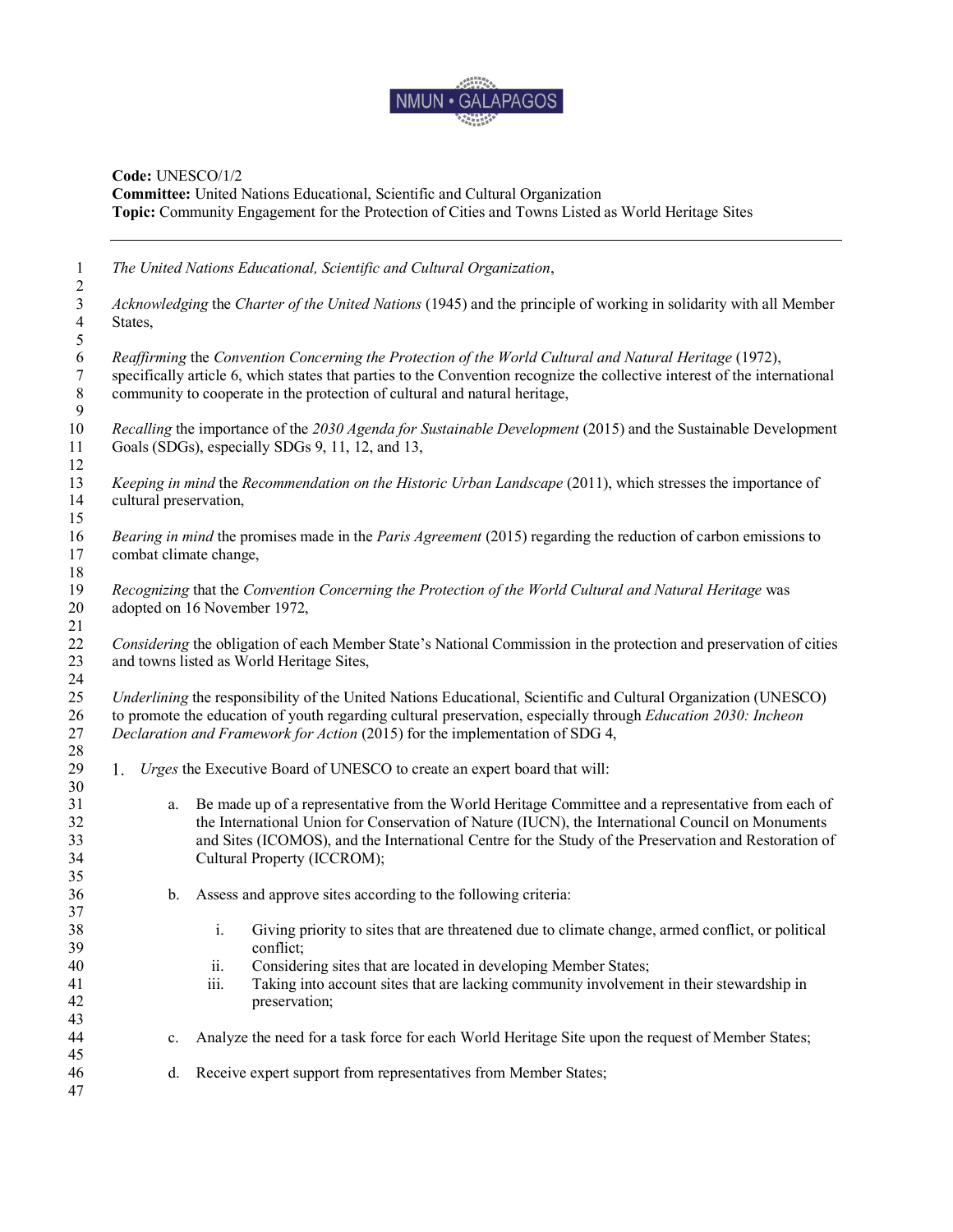**Code:** UNESCO/1/2
**Committee:** United Nations Educational, Scientific and Cultural Organization
**Topic:** Community Engagement for the Protection of Cities and Towns Listed as World Heritage Sites

---

*The United Nations Educational, Scientific and Cultural Organization*,

*Acknowledging* the *Charter of the United Nations* (1945) and the principle of working in solidarity with all Member States,

*Reaffirming* the *Convention Concerning the Protection of the World Cultural and Natural Heritage* (1972), specifically article 6, which states that parties to the Convention recognize the collective interest of the international community to cooperate in the protection of cultural and natural heritage,

*Recalling* the importance of the *2030 Agenda for Sustainable Development* (2015) and the Sustainable Development Goals (SDGs), especially SDGs 9, 11, 12, and 13,

*Keeping in mind* the *Recommendation on the Historic Urban Landscape* (2011), which stresses the importance of cultural preservation,

*Bearing in mind* the promises made in the *Paris Agreement* (2015) regarding the reduction of carbon emissions to combat climate change,

*Recognizing* that the *Convention Concerning the Protection of the World Cultural and Natural Heritage* was adopted on 16 November 1972,

*Considering* the obligation of each Member State's National Commission in the protection and preservation of cities and towns listed as World Heritage Sites,

*Underlining* the responsibility of the United Nations Educational, Scientific and Cultural Organization (UNESCO) to promote the education of youth regarding cultural preservation, especially through *Education 2030: Incheon Declaration and Framework for Action* (2015) for the implementation of SDG 4,

1. *Urges* the Executive Board of UNESCO to create an expert board that will:

    a. Be made up of a representative from the World Heritage Committee and a representative from each of the International Union for Conservation of Nature (IUCN), the International Council on Monuments and Sites (ICOMOS), and the International Centre for the Study of the Preservation and Restoration of Cultural Property (ICCROM);

    b. Assess and approve sites according to the following criteria:

        i. Giving priority to sites that are threatened due to climate change, armed conflict, or political conflict;
        ii. Considering sites that are located in developing Member States;
        iii. Taking into account sites that are lacking community involvement in their stewardship in preservation;

    c. Analyze the need for a task force for each World Heritage Site upon the request of Member States;

    d. Receive expert support from representatives from Member States;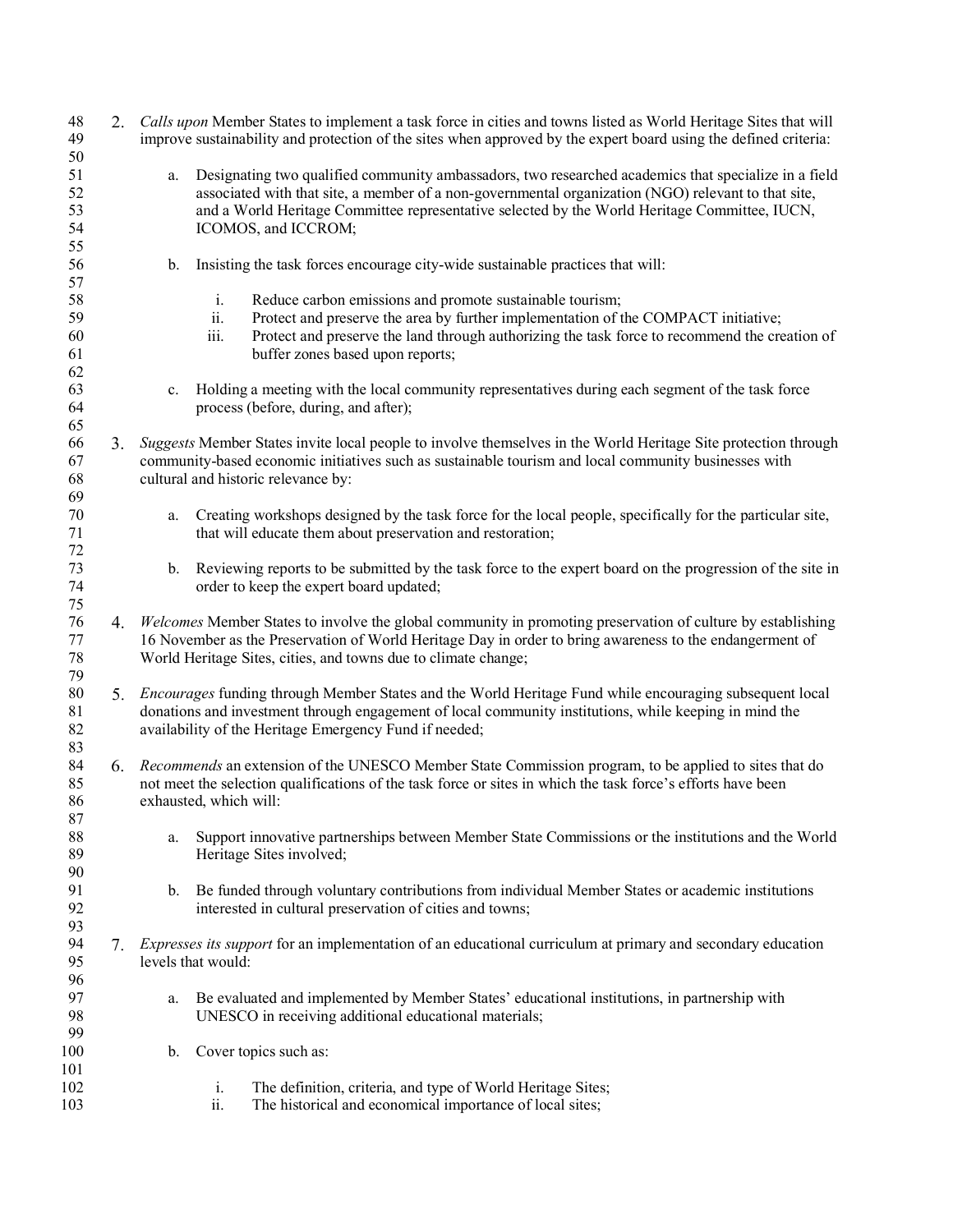2. *Calls upon* Member States to implement a task force in cities and towns listed as World Heritage Sites that will improve sustainability and protection of the sites when approved by the expert board using the defined criteria:

    a. Designating two qualified community ambassadors, two researched academics that specialize in a field associated with that site, a member of a non-governmental organization (NGO) relevant to that site, and a World Heritage Committee representative selected by the World Heritage Committee, IUCN, ICOMOS, and ICCROM;

    b. Insisting the task forces encourage city-wide sustainable practices that will:

        i. Reduce carbon emissions and promote sustainable tourism;
        ii. Protect and preserve the area by further implementation of the COMPACT initiative;
        iii. Protect and preserve the land through authorizing the task force to recommend the creation of buffer zones based upon reports;

    c. Holding a meeting with the local community representatives during each segment of the task force process (before, during, and after);

3. *Suggests* Member States invite local people to involve themselves in the World Heritage Site protection through community-based economic initiatives such as sustainable tourism and local community businesses with cultural and historic relevance by:

    a. Creating workshops designed by the task force for the local people, specifically for the particular site, that will educate them about preservation and restoration;

    b. Reviewing reports to be submitted by the task force to the expert board on the progression of the site in order to keep the expert board updated;

4. *Welcomes* Member States to involve the global community in promoting preservation of culture by establishing 16 November as the Preservation of World Heritage Day in order to bring awareness to the endangerment of World Heritage Sites, cities, and towns due to climate change;

5. *Encourages* funding through Member States and the World Heritage Fund while encouraging subsequent local donations and investment through engagement of local community institutions, while keeping in mind the availability of the Heritage Emergency Fund if needed;

6. *Recommends* an extension of the UNESCO Member State Commission program, to be applied to sites that do not meet the selection qualifications of the task force or sites in which the task force's efforts have been exhausted, which will:

    a. Support innovative partnerships between Member State Commissions or the institutions and the World Heritage Sites involved;

    b. Be funded through voluntary contributions from individual Member States or academic institutions interested in cultural preservation of cities and towns;

7. *Expresses its support* for an implementation of an educational curriculum at primary and secondary education levels that would:

    a. Be evaluated and implemented by Member States' educational institutions, in partnership with UNESCO in receiving additional educational materials;

    b. Cover topics such as:

        i. The definition, criteria, and type of World Heritage Sites;
        ii. The historical and economical importance of local sites;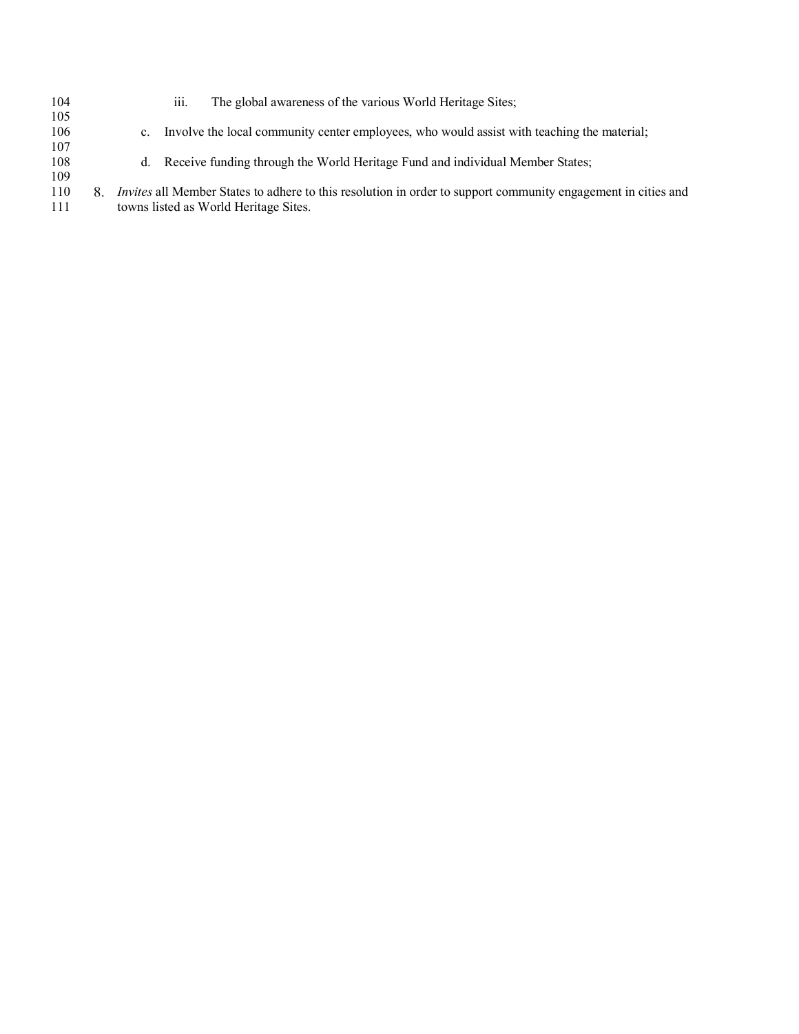iii. The global awareness of the various World Heritage Sites;

c. Involve the local community center employees, who would assist with teaching the material;

d. Receive funding through the World Heritage Fund and individual Member States;

8. *Invites* all Member States to adhere to this resolution in order to support community engagement in cities and towns listed as World Heritage Sites.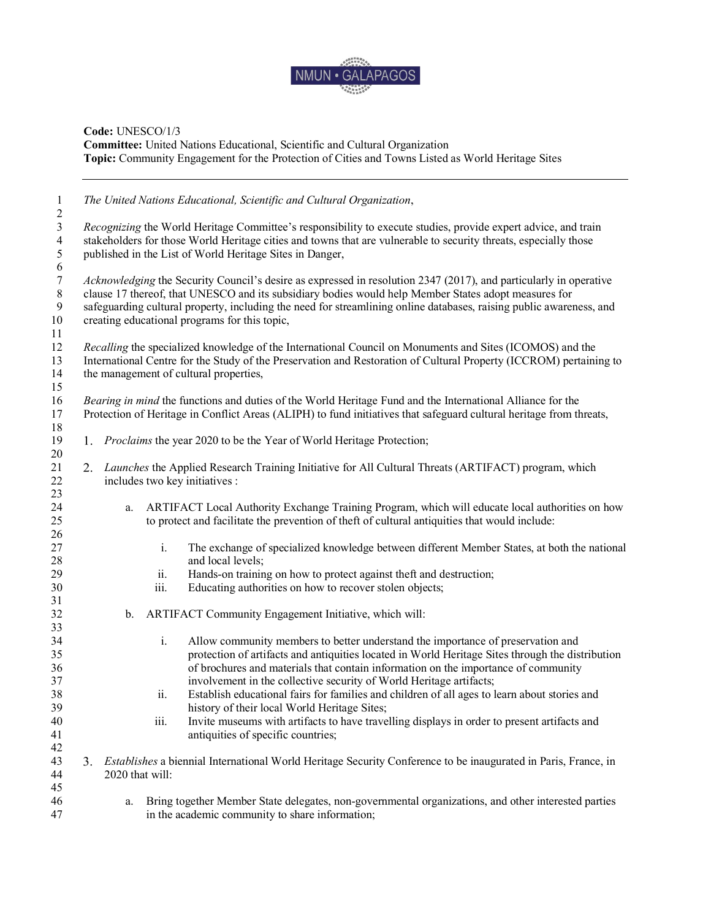**Code:** UNESCO/1/3
**Committee:** United Nations Educational, Scientific and Cultural Organization
**Topic:** Community Engagement for the Protection of Cities and Towns Listed as World Heritage Sites

---

*The United Nations Educational, Scientific and Cultural Organization*,

*Recognizing* the World Heritage Committee's responsibility to execute studies, provide expert advice, and train stakeholders for those World Heritage cities and towns that are vulnerable to security threats, especially those published in the List of World Heritage Sites in Danger,

*Acknowledging* the Security Council's desire as expressed in resolution 2347 (2017), and particularly in operative clause 17 thereof, that UNESCO and its subsidiary bodies would help Member States adopt measures for safeguarding cultural property, including the need for streamlining online databases, raising public awareness, and creating educational programs for this topic,

*Recalling* the specialized knowledge of the International Council on Monuments and Sites (ICOMOS) and the International Centre for the Study of the Preservation and Restoration of Cultural Property (ICCROM) pertaining to the management of cultural properties,

*Bearing in mind* the functions and duties of the World Heritage Fund and the International Alliance for the Protection of Heritage in Conflict Areas (ALIPH) to fund initiatives that safeguard cultural heritage from threats,

1. *Proclaims* the year 2020 to be the Year of World Heritage Protection;

2. *Launches* the Applied Research Training Initiative for All Cultural Threats (ARTIFACT) program, which includes two key initiatives :

    a. ARTIFACT Local Authority Exchange Training Program, which will educate local authorities on how to protect and facilitate the prevention of theft of cultural antiquities that would include:

        i. The exchange of specialized knowledge between different Member States, at both the national and local levels;
        ii. Hands-on training on how to protect against theft and destruction;
        iii. Educating authorities on how to recover stolen objects;

    b. ARTIFACT Community Engagement Initiative, which will:

        i. Allow community members to better understand the importance of preservation and protection of artifacts and antiquities located in World Heritage Sites through the distribution of brochures and materials that contain information on the importance of community involvement in the collective security of World Heritage artifacts;
        ii. Establish educational fairs for families and children of all ages to learn about stories and history of their local World Heritage Sites;
        iii. Invite museums with artifacts to have travelling displays in order to present artifacts and antiquities of specific countries;

3. *Establishes* a biennial International World Heritage Security Conference to be inaugurated in Paris, France, in 2020 that will:

    a. Bring together Member State delegates, non-governmental organizations, and other interested parties in the academic community to share information;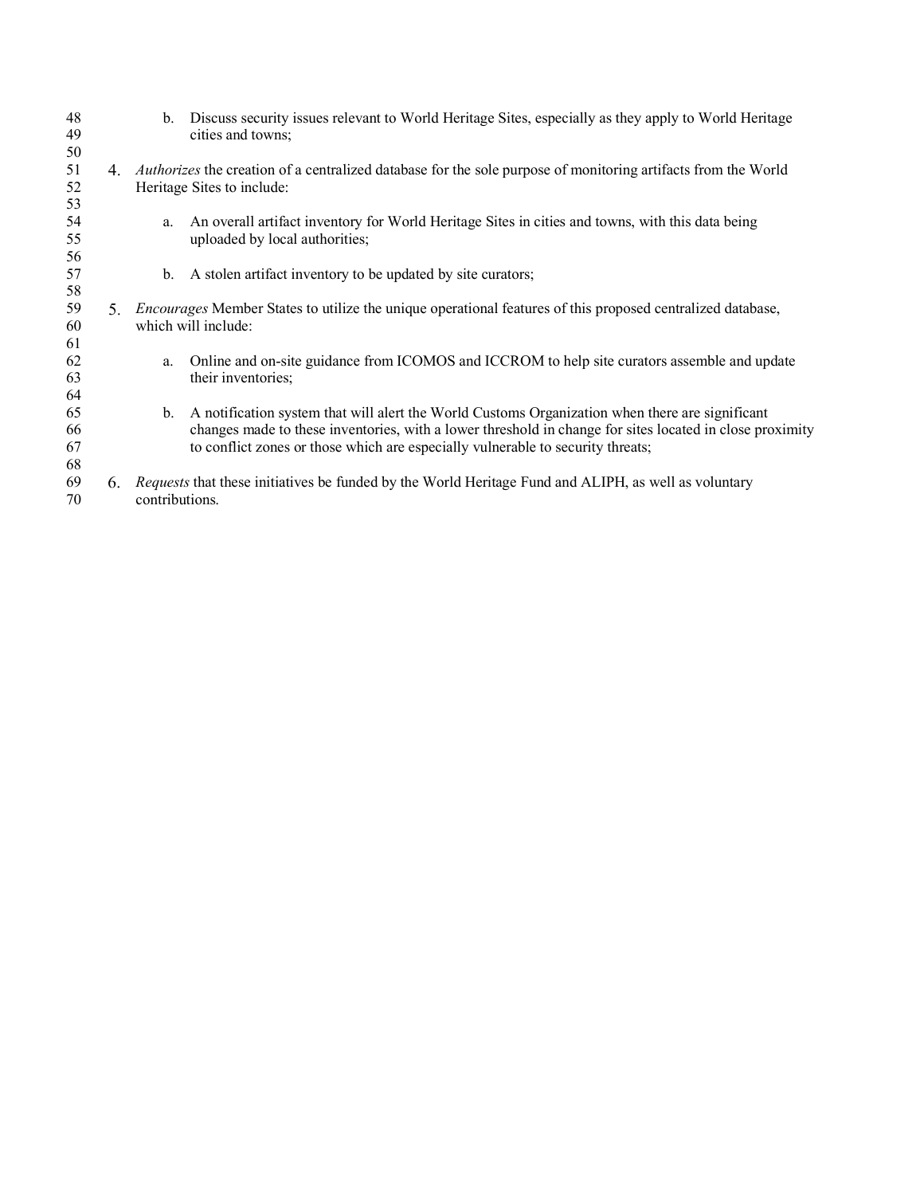b. Discuss security issues relevant to World Heritage Sites, especially as they apply to World Heritage cities and towns;

4. *Authorizes* the creation of a centralized database for the sole purpose of monitoring artifacts from the World Heritage Sites to include:

    a. An overall artifact inventory for World Heritage Sites in cities and towns, with this data being uploaded by local authorities;

    b. A stolen artifact inventory to be updated by site curators;

5. *Encourages* Member States to utilize the unique operational features of this proposed centralized database, which will include:

    a. Online and on-site guidance from ICOMOS and ICCROM to help site curators assemble and update their inventories;

    b. A notification system that will alert the World Customs Organization when there are significant changes made to these inventories, with a lower threshold in change for sites located in close proximity to conflict zones or those which are especially vulnerable to security threats;

6. *Requests* that these initiatives be funded by the World Heritage Fund and ALIPH, as well as voluntary contributions.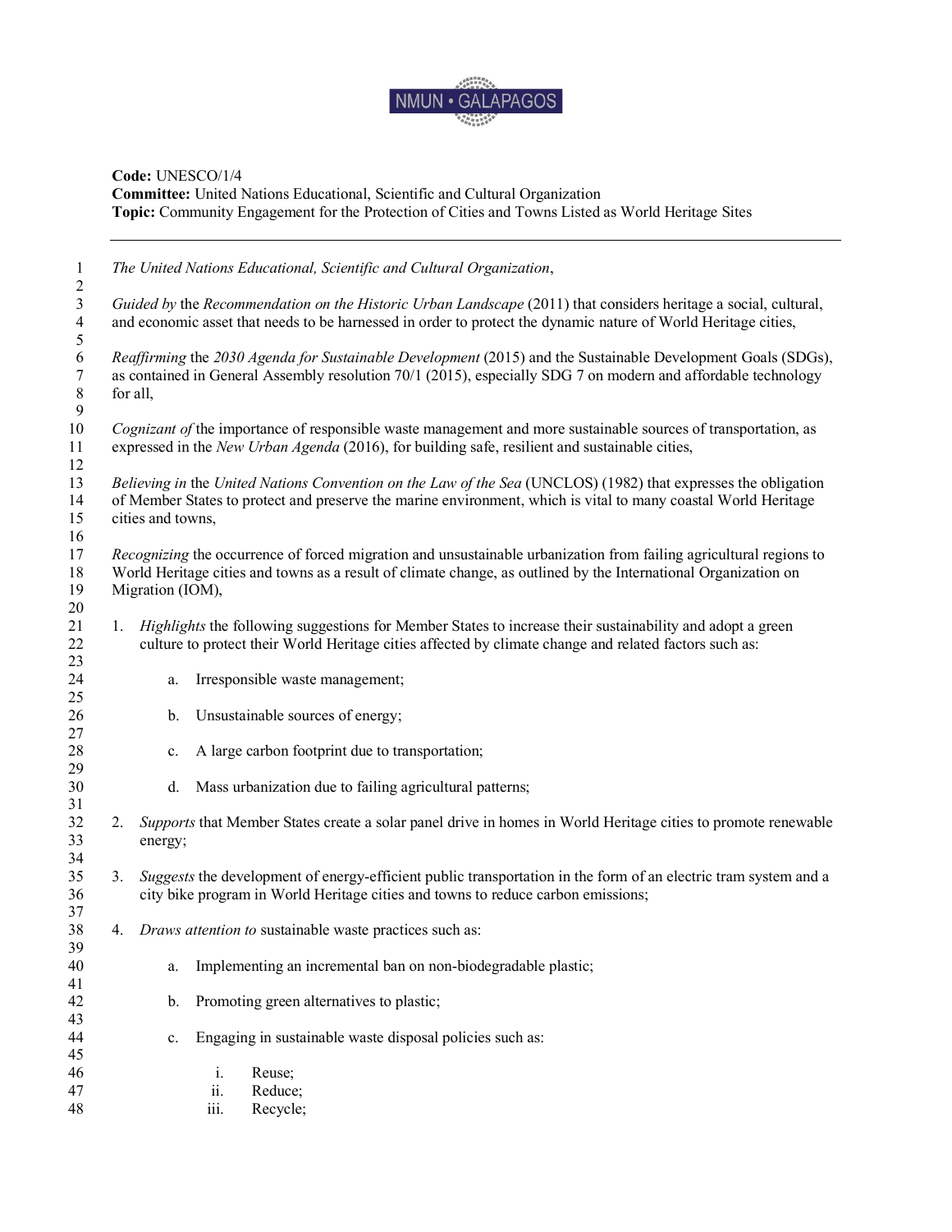**Code:** UNESCO/1/4
**Committee:** United Nations Educational, Scientific and Cultural Organization
**Topic:** Community Engagement for the Protection of Cities and Towns Listed as World Heritage Sites

---

*The United Nations Educational, Scientific and Cultural Organization*,

*Guided by* the *Recommendation on the Historic Urban Landscape* (2011) that considers heritage a social, cultural, and economic asset that needs to be harnessed in order to protect the dynamic nature of World Heritage cities,

*Reaffirming* the *2030 Agenda for Sustainable Development* (2015) and the Sustainable Development Goals (SDGs), as contained in General Assembly resolution 70/1 (2015), especially SDG 7 on modern and affordable technology for all,

*Cognizant of* the importance of responsible waste management and more sustainable sources of transportation, as expressed in the *New Urban Agenda* (2016), for building safe, resilient and sustainable cities,

*Believing in* the *United Nations Convention on the Law of the Sea* (UNCLOS) (1982) that expresses the obligation of Member States to protect and preserve the marine environment, which is vital to many coastal World Heritage cities and towns,

*Recognizing* the occurrence of forced migration and unsustainable urbanization from failing agricultural regions to World Heritage cities and towns as a result of climate change, as outlined by the International Organization on Migration (IOM),

1. *Highlights* the following suggestions for Member States to increase their sustainability and adopt a green culture to protect their World Heritage cities affected by climate change and related factors such as:

    a. Irresponsible waste management;

    b. Unsustainable sources of energy;

    c. A large carbon footprint due to transportation;

    d. Mass urbanization due to failing agricultural patterns;

2. *Supports* that Member States create a solar panel drive in homes in World Heritage cities to promote renewable energy;

3. *Suggests* the development of energy-efficient public transportation in the form of an electric tram system and a city bike program in World Heritage cities and towns to reduce carbon emissions;

4. *Draws attention to* sustainable waste practices such as:

    a. Implementing an incremental ban on non-biodegradable plastic;

    b. Promoting green alternatives to plastic;

    c. Engaging in sustainable waste disposal policies such as:

        i. Reuse;
        ii. Reduce;
        iii. Recycle;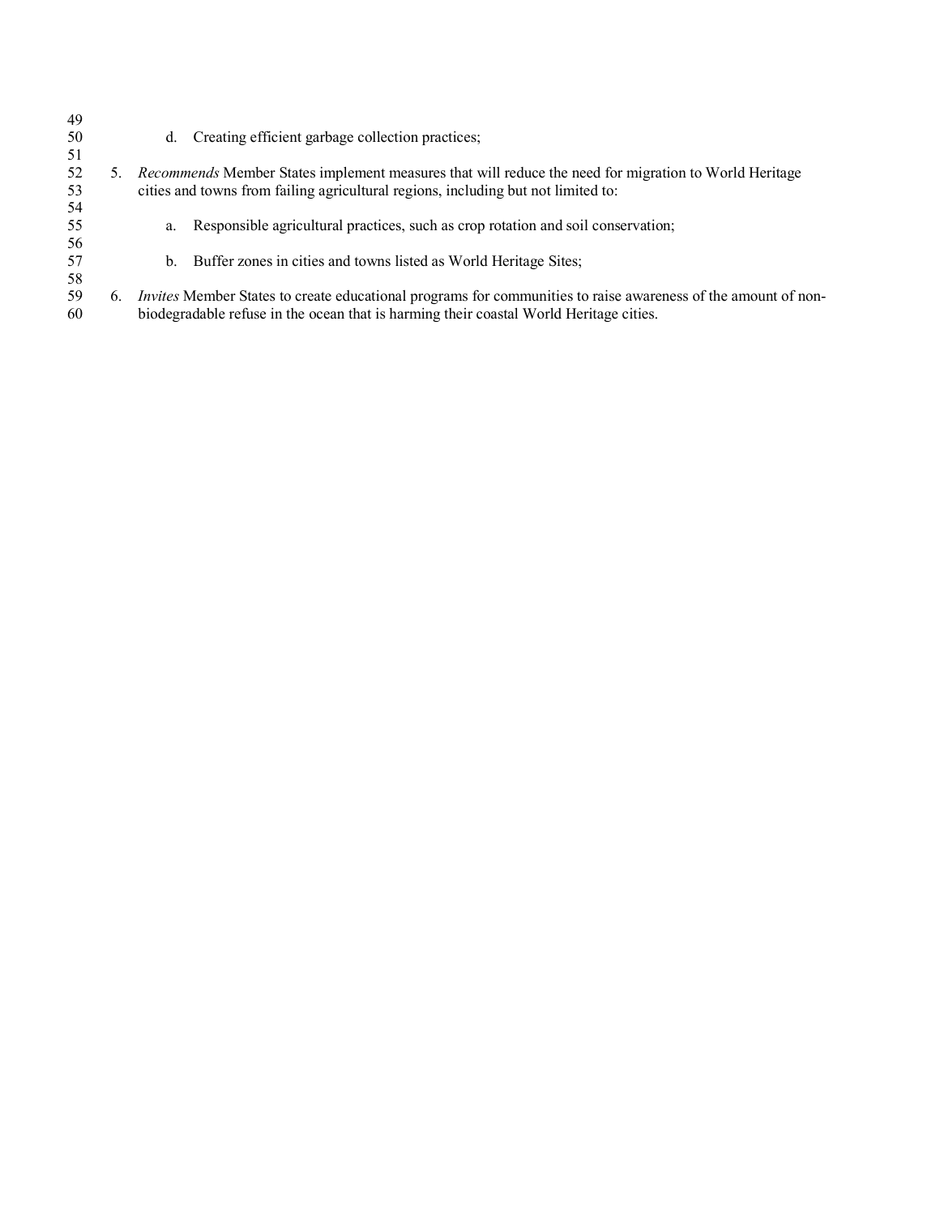d. Creating efficient garbage collection practices;

5. *Recommends* Member States implement measures that will reduce the need for migration to World Heritage cities and towns from failing agricultural regions, including but not limited to:

   a. Responsible agricultural practices, such as crop rotation and soil conservation;

   b. Buffer zones in cities and towns listed as World Heritage Sites;

6. *Invites* Member States to create educational programs for communities to raise awareness of the amount of non-biodegradable refuse in the ocean that is harming their coastal World Heritage cities.